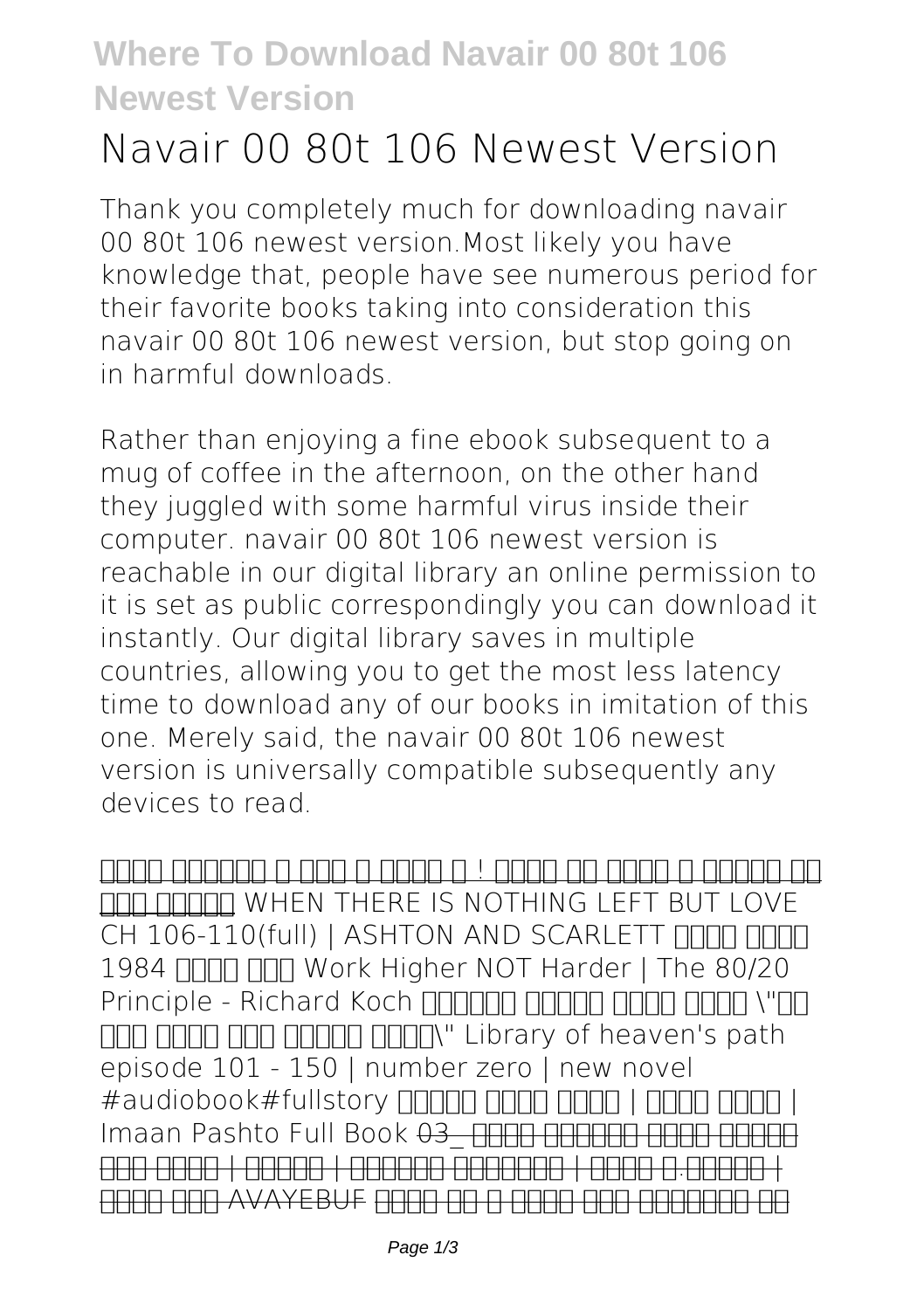# Navair 00 80t 106 Newest Version

Thank you completely much for downloading **navair 00 80t 106 newest version**.Most likely you have knowledge that, people have see numerous period for their favorite books taking into consideration this navair 00 80t 106 newest version, but stop going on in harmful downloads.

Rather than enjoying a fine ebook subsequent to a mug of coffee in the afternoon, on the other hand they juggled with some harmful virus inside their computer. **navair 00 80t 106 newest version** is reachable in our digital library an online permission to it is set as public correspondingly you can download it instantly. Our digital library saves in multiple countries, allowing you to get the most less latency time to download any of our books in imitation of this one. Merely said, the navair 00 80t 106 newest version is universally compatible subsequently any devices to read.

WHEN THERE IS NOTHING LEFT BUT LOVE CH 106-110(full) | ASHTON AND SCARLETT 1984 Work Higher NOT Harder | The 80/20 Principle - Richard Koch Library of heaven's path episode 101 - 150 | number zero | new novel #audiobook#fullstory Imaan Pashto Full Book 03_ AVAYEBUF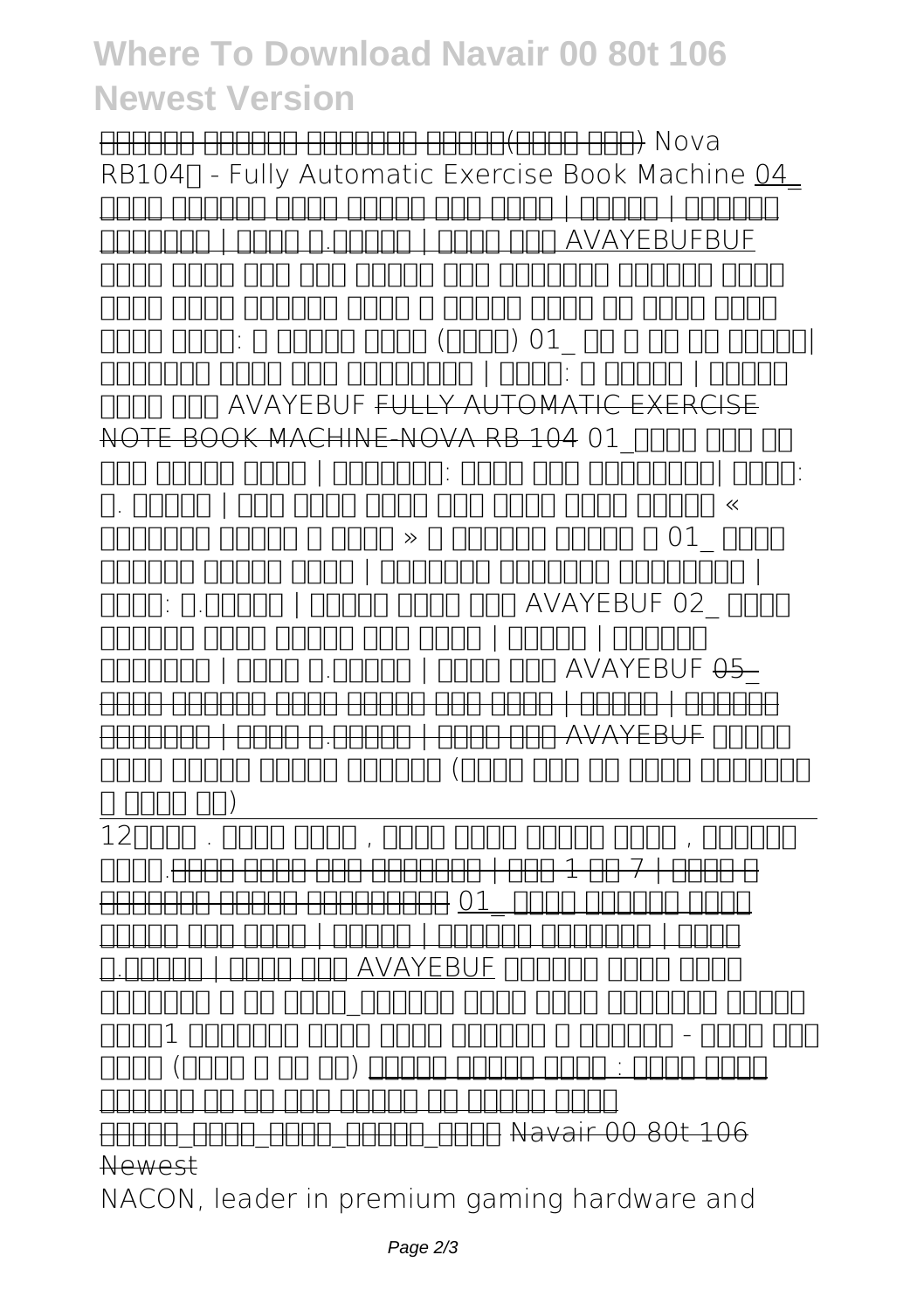~~□□□□□□ □□□□□□ □□□□□□□ □□□□□(□□□□ □□□)~~ *Nova RB104□ - Fully Automatic Exercise Book Machine* 04_ □□□□ □□□□□□ □□□□ □□□□□ □□□ □□□□ | □□□□□ | □□□□□□ □□□□□□□ | □□□□ □.□□□□□ | □□□□ □□□ AVAYEBUFBUF *□□□□ □□□□ □□□ □□□ □□□□□ □□□ □□□□□□□ □□□□□□ □□□□ □□□□ □□□□ □□□□□□ □□□□ □ □□□□□ □□□□ □□ □□□□ □□□□ □□□□ □□□□: □ □□□□□ □□□□ (□□□□) 01_ □□ □ □□ □□ □□□□□| □□□□□□□ □□□□ □□□ □□□□□□□□ | □□□□: □ □□□□□ | □□□□□ □□□□ □□□ AVAYEBUF* ~~FULLY AUTOMATIC EXERCISE NOTE BOOK MACHINE-NOVA RB 104~~ *01_□□□□ □□□ □□ □□□ □□□□□ □□□□ | □□□□□□□: □□□□ □□□ □□□□□□□□| □□□□: □. □□□□□ | □□□ □□□□ □□□□ □□□ □□□□ □□□□ □□□□□ « □□□□□□□ □□□□□ □ □□□□ » □ □□□□□□ □□□□□ □ 01_ □□□□ □□□□□□ □□□□□ □□□□ | □□□□□□□ □□□□□□□ □□□□□□□□ | □□□□: □.□□□□□ | □□□□□ □□□□ □□□ AVAYEBUF 02_ □□□□ □□□□□□ □□□□ □□□□□ □□□ □□□□ | □□□□□ | □□□□□□ □□□□□□□ | □□□□ □.□□□□□ | □□□□ □□□ AVAYEBUF* ~~05_ □□□□ □□□□□□ □□□□ □□□□□ □□□ □□□□ | □□□□□ | □□□□□□ □□□□□□□ | □□□□ □.□□□□□ | □□□□ □□□ AVAYEBUF~~ *□□□□□ □□□□ □□□□□ □□□□□ □□□□□□ (□□□□ □□□ □□ □□□□ □□□□□□□ □ □□□□ □□)*

12□□□□ . □□□□ □□□□ , □□□□ □□□□ □□□□□ □□□□ , □□□□□□ □□□□.~~□□□□ □□□□ □□□ □□□□□□□ | □□□ 1 □□ 7 | □□□□ □ □□□□□□□ □□□□□ □□□□□□□□□~~ 01_ □□□□ □□□□□□ □□□□ □□□□□ □□□ □□□□ | □□□□□ | □□□□□□ □□□□□□□ | □□□□ □.□□□□□ | □□□□ □□□ AVAYEBUF *□□□□□□ □□□□ □□□□ □□□□□□□ □ □□ □□□□_□□□□□□ □□□□ □□□□ □□□□□□□ □□□□□ □□□□1 □□□□□□□ □□□□ □□□□ □□□□□□ □ □□□□□□ - □□□□ □□□ □□□□ (□□□□ □ □□ □□)* □□□□□ □□□□□ □□□□ : □□□□ □□□□ □□□□□□ □□ □□ □□□ □□□□□ □□ □□□□□ □□□□ ~~□□□□□_□□□□_□□□□_□□□□□_□□□□ Navair 00 80t 106 Newest~~

NACON, leader in premium gaming hardware and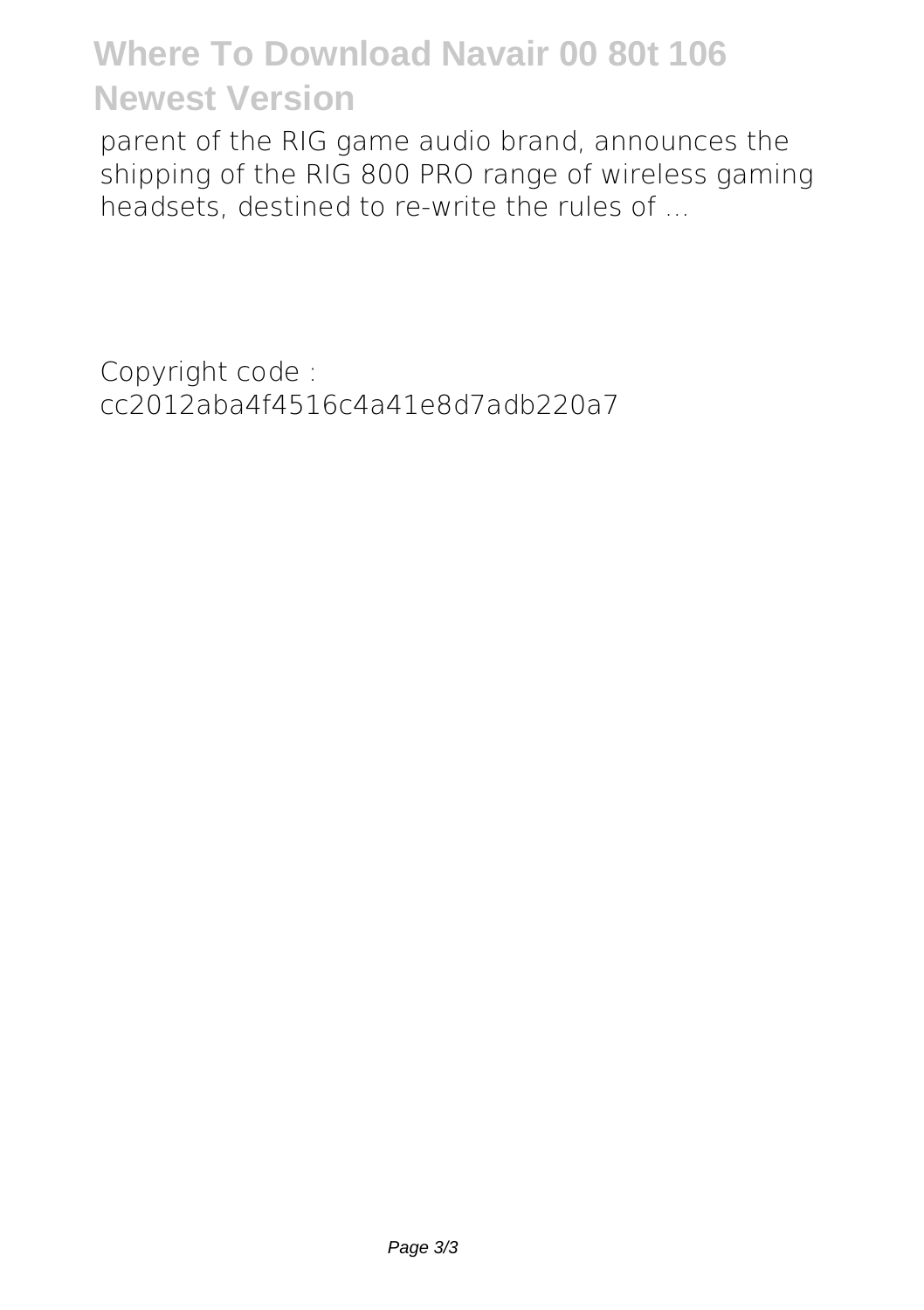parent of the RIG game audio brand, announces the shipping of the RIG 800 PRO range of wireless gaming headsets, destined to re-write the rules of ...

Copyright code : cc2012aba4f4516c4a41e8d7adb220a7